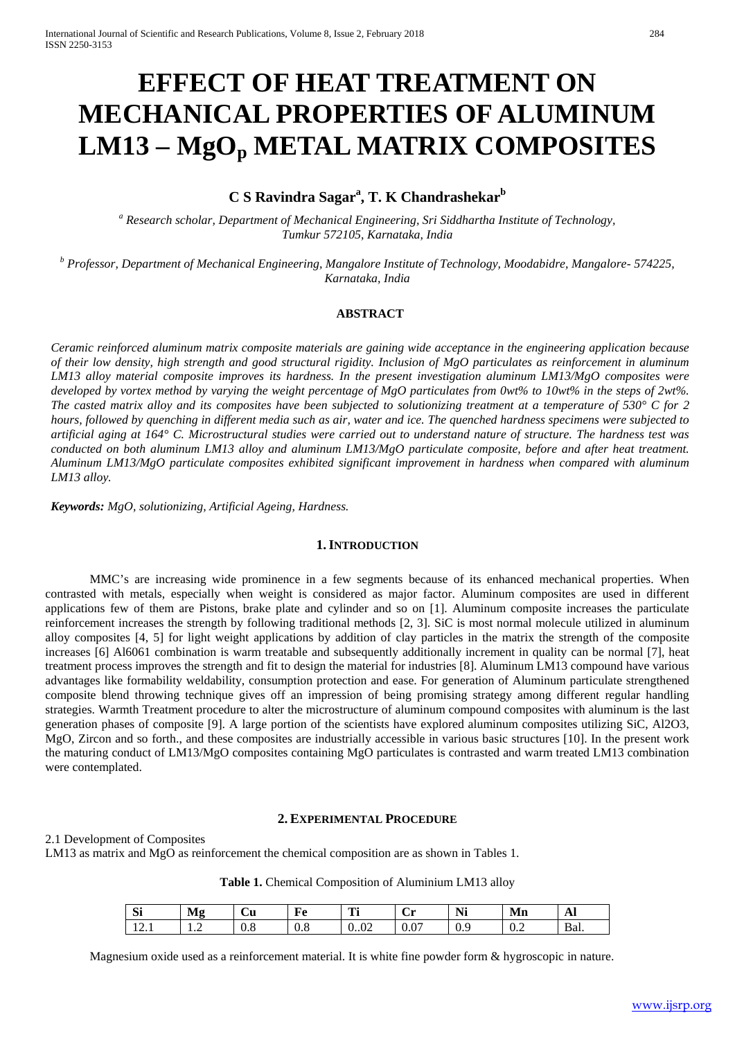# EFFECT OF HEAT TREATMENT ON MECHANICAL PROPERTIES OF ALUMINUM LM13 – $MgO_p$ METAL MATRIX COMPOSITES

**C S Ravindra Sagar[a], T. K Chandrashekar[b]**

[a] *Research scholar, Department of Mechanical Engineering, Sri Siddhartha Institute of Technology, Tumkur 572105, Karnataka, India*

[b] *Professor, Department of Mechanical Engineering, Mangalore Institute of Technology, Moodabidre, Mangalore- 574225, Karnataka, India*

## ABSTRACT

*Ceramic reinforced aluminum matrix composite materials are gaining wide acceptance in the engineering application because of their low density, high strength and good structural rigidity. Inclusion of MgO particulates as reinforcement in aluminum LM13 alloy material composite improves its hardness. In the present investigation aluminum LM13/MgO composites were developed by vortex method by varying the weight percentage of MgO particulates from 0wt% to 10wt% in the steps of 2wt%. The casted matrix alloy and its composites have been subjected to solutionizing treatment at a temperature of 530° C for 2 hours, followed by quenching in different media such as air, water and ice. The quenched hardness specimens were subjected to artificial aging at 164° C. Microstructural studies were carried out to understand nature of structure. The hardness test was conducted on both aluminum LM13 alloy and aluminum LM13/MgO particulate composite, before and after heat treatment. Aluminum LM13/MgO particulate composites exhibited significant improvement in hardness when compared with aluminum LM13 alloy.*

***Keywords:*** *MgO, solutionizing, Artificial Ageing, Hardness.*

## 1. INTRODUCTION

MMC's are increasing wide prominence in a few segments because of its enhanced mechanical properties. When contrasted with metals, especially when weight is considered as major factor. Aluminum composites are used in different applications few of them are Pistons, brake plate and cylinder and so on [1]. Aluminum composite increases the particulate reinforcement increases the strength by following traditional methods [2, 3]. SiC is most normal molecule utilized in aluminum alloy composites [4, 5] for light weight applications by addition of clay particles in the matrix the strength of the composite increases [6] Al6061 combination is warm treatable and subsequently additionally increment in quality can be normal [7], heat treatment process improves the strength and fit to design the material for industries [8]. Aluminum LM13 compound have various advantages like formability weldability, consumption protection and ease. For generation of Aluminum particulate strengthened composite blend throwing technique gives off an impression of being promising strategy among different regular handling strategies. Warmth Treatment procedure to alter the microstructure of aluminum compound composites with aluminum is the last generation phases of composite [9]. A large portion of the scientists have explored aluminum composites utilizing SiC, Al2O3, MgO, Zircon and so forth., and these composites are industrially accessible in various basic structures [10]. In the present work the maturing conduct of LM13/MgO composites containing MgO particulates is contrasted and warm treated LM13 combination were contemplated.

## 2. EXPERIMENTAL PROCEDURE

2.1 Development of Composites

LM13 as matrix and MgO as reinforcement the chemical composition are as shown in Tables 1.

**Table 1.** Chemical Composition of Aluminium LM13 alloy

| Si | Mg | Cu | Fe | Ti | Cr | Ni | Mn | Al |
|---|---|---|---|---|---|---|---|---|
| 12.1 | 1.2 | 0.8 | 0.8 | 0..02 | 0.07 | 0.9 | 0.2 | Bal. |

Magnesium oxide used as a reinforcement material. It is white fine powder form & hygroscopic in nature.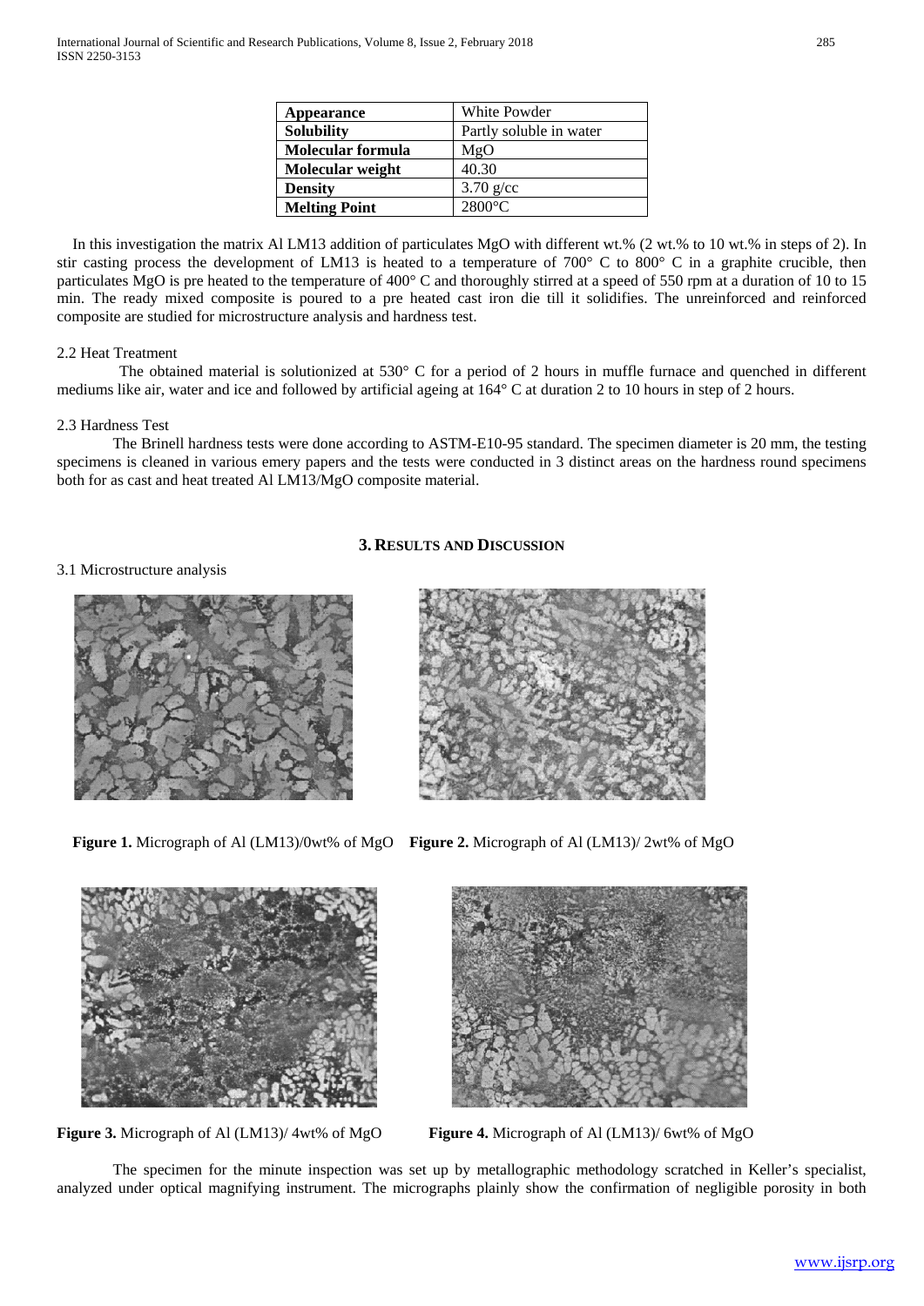| Appearance | White Powder |
|---|---|
| Solubility | Partly soluble in water |
| Molecular formula | MgO |
| Molecular weight | 40.30 |
| Density | 3.70 g/cc |
| Melting Point | 2800°C |

In this investigation the matrix Al LM13 addition of particulates MgO with different wt.% (2 wt.% to 10 wt.% in steps of 2). In stir casting process the development of LM13 is heated to a temperature of 700° C to 800° C in a graphite crucible, then particulates MgO is pre heated to the temperature of 400° C and thoroughly stirred at a speed of 550 rpm at a duration of 10 to 15 min. The ready mixed composite is poured to a pre heated cast iron die till it solidifies. The unreinforced and reinforced composite are studied for microstructure analysis and hardness test.

2.2 Heat Treatment

The obtained material is solutionized at 530° C for a period of 2 hours in muffle furnace and quenched in different mediums like air, water and ice and followed by artificial ageing at 164° C at duration 2 to 10 hours in step of 2 hours.

2.3 Hardness Test

The Brinell hardness tests were done according to ASTM-E10-95 standard. The specimen diameter is 20 mm, the testing specimens is cleaned in various emery papers and the tests were conducted in 3 distinct areas on the hardness round specimens both for as cast and heat treated Al LM13/MgO composite material.

## 3. Results and Discussion

3.1 Microstructure analysis

**Figure 1.** Micrograph of Al (LM13)/0wt% of MgO

**Figure 2.** Micrograph of Al (LM13)/ 2wt% of MgO

**Figure 3.** Micrograph of Al (LM13)/ 4wt% of MgO

**Figure 4.** Micrograph of Al (LM13)/ 6wt% of MgO

The specimen for the minute inspection was set up by metallographic methodology scratched in Keller's specialist, analyzed under optical magnifying instrument. The micrographs plainly show the confirmation of negligible porosity in both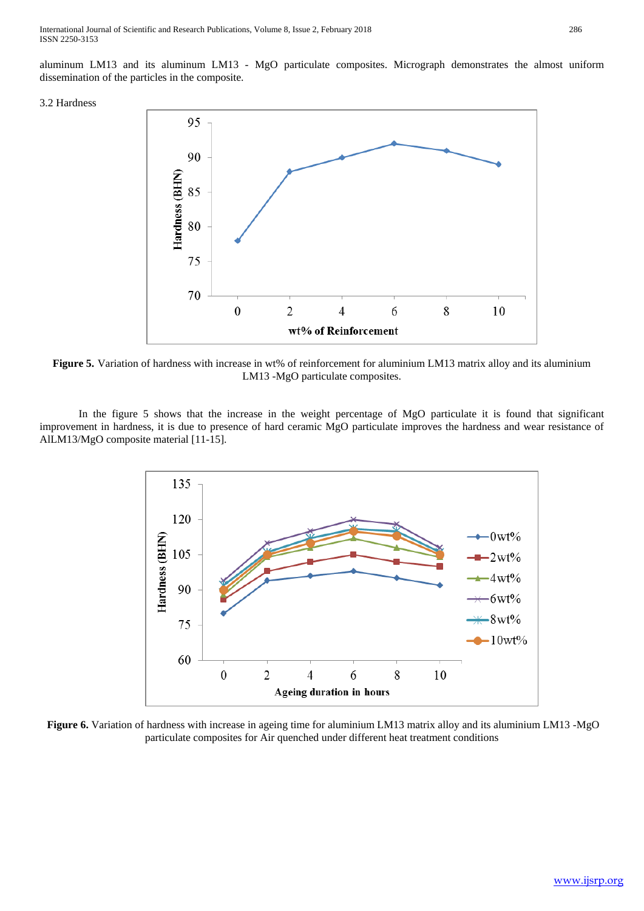aluminum LM13 and its aluminum LM13 - MgO particulate composites. Micrograph demonstrates the almost uniform dissemination of the particles in the composite.

### 3.2 Hardness

**Figure 5.** Variation of hardness with increase in wt% of reinforcement for aluminium LM13 matrix alloy and its aluminium LM13 -MgO particulate composites.

In the figure 5 shows that the increase in the weight percentage of MgO particulate it is found that significant improvement in hardness, it is due to presence of hard ceramic MgO particulate improves the hardness and wear resistance of AlLM13/MgO composite material [11-15].

**Figure 6.** Variation of hardness with increase in ageing time for aluminium LM13 matrix alloy and its aluminium LM13 -MgO particulate composites for Air quenched under different heat treatment conditions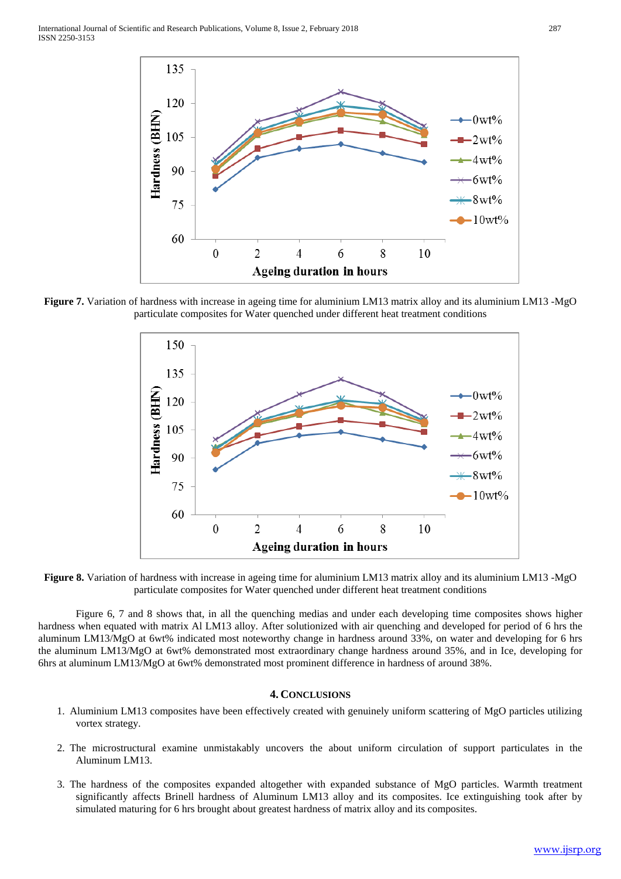**Figure 7.** Variation of hardness with increase in ageing time for aluminium LM13 matrix alloy and its aluminium LM13 -MgO particulate composites for Water quenched under different heat treatment conditions

**Figure 8.** Variation of hardness with increase in ageing time for aluminium LM13 matrix alloy and its aluminium LM13 -MgO particulate composites for Water quenched under different heat treatment conditions

Figure 6, 7 and 8 shows that, in all the quenching medias and under each developing time composites shows higher hardness when equated with matrix Al LM13 alloy. After solutionized with air quenching and developed for period of 6 hrs the aluminum LM13/MgO at 6wt% indicated most noteworthy change in hardness around 33%, on water and developing for 6 hrs the aluminum LM13/MgO at 6wt% demonstrated most extraordinary change hardness around 35%, and in Ice, developing for 6hrs at aluminum LM13/MgO at 6wt% demonstrated most prominent difference in hardness of around 38%.

## 4. Conclusions

1. Aluminium LM13 composites have been effectively created with genuinely uniform scattering of MgO particles utilizing vortex strategy.

2. The microstructural examine unmistakably uncovers the about uniform circulation of support particulates in the Aluminum LM13.

3. The hardness of the composites expanded altogether with expanded substance of MgO particles. Warmth treatment significantly affects Brinell hardness of Aluminum LM13 alloy and its composites. Ice extinguishing took after by simulated maturing for 6 hrs brought about greatest hardness of matrix alloy and its composites.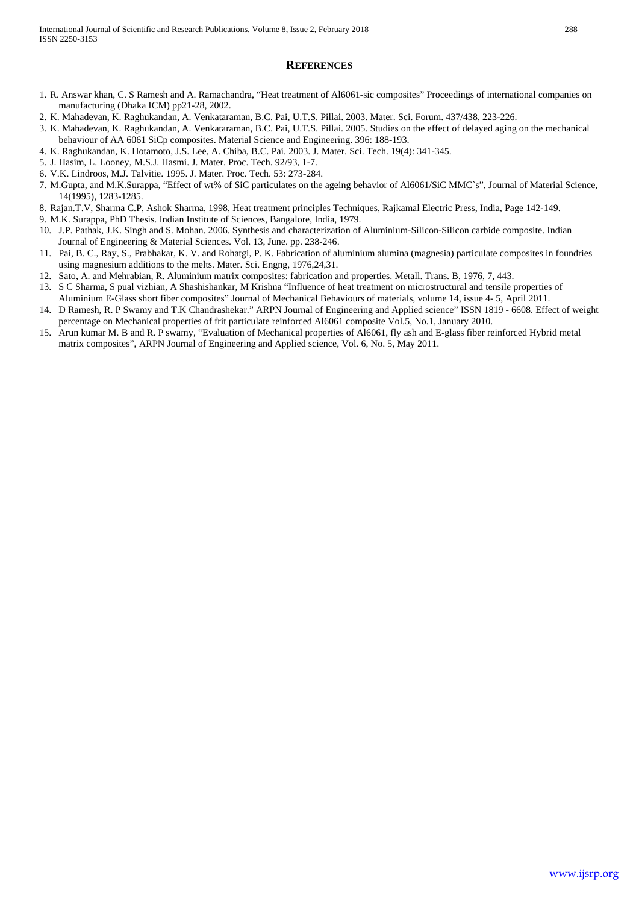## REFERENCES

1. R. Answar khan, C. S Ramesh and A. Ramachandra, "Heat treatment of Al6061-sic composites" Proceedings of international companies on manufacturing (Dhaka ICM) pp21-28, 2002.
2. K. Mahadevan, K. Raghukandan, A. Venkataraman, B.C. Pai, U.T.S. Pillai. 2003. Mater. Sci. Forum. 437/438, 223-226.
3. K. Mahadevan, K. Raghukandan, A. Venkataraman, B.C. Pai, U.T.S. Pillai. 2005. Studies on the effect of delayed aging on the mechanical behaviour of AA 6061 SiCp composites. Material Science and Engineering. 396: 188-193.
4. K. Raghukandan, K. Hotamoto, J.S. Lee, A. Chiba, B.C. Pai. 2003. J. Mater. Sci. Tech. 19(4): 341-345.
5. J. Hasim, L. Looney, M.S.J. Hasmi. J. Mater. Proc. Tech. 92/93, 1-7.
6. V.K. Lindroos, M.J. Talvitie. 1995. J. Mater. Proc. Tech. 53: 273-284.
7. M.Gupta, and M.K.Surappa, "Effect of wt% of SiC particulates on the ageing behavior of Al6061/SiC MMC`s", Journal of Material Science, 14(1995), 1283-1285.
8. Rajan.T.V, Sharma C.P, Ashok Sharma, 1998, Heat treatment principles Techniques, Rajkamal Electric Press, India, Page 142-149.
9. M.K. Surappa, PhD Thesis. Indian Institute of Sciences, Bangalore, India, 1979.
10. J.P. Pathak, J.K. Singh and S. Mohan. 2006. Synthesis and characterization of Aluminium-Silicon-Silicon carbide composite. Indian Journal of Engineering & Material Sciences. Vol. 13, June. pp. 238-246.
11. Pai, B. C., Ray, S., Prabhakar, K. V. and Rohatgi, P. K. Fabrication of aluminium alumina (magnesia) particulate composites in foundries using magnesium additions to the melts. Mater. Sci. Engng, 1976,24,31.
12. Sato, A. and Mehrabian, R. Aluminium matrix composites: fabrication and properties. Metall. Trans. B, 1976, 7, 443.
13. S C Sharma, S pual vizhian, A Shashishankar, M Krishna "Influence of heat treatment on microstructural and tensile properties of Aluminium E-Glass short fiber composites" Journal of Mechanical Behaviours of materials, volume 14, issue 4- 5, April 2011.
14. D Ramesh, R. P Swamy and T.K Chandrashekar." ARPN Journal of Engineering and Applied science" ISSN 1819 - 6608. Effect of weight percentage on Mechanical properties of frit particulate reinforced Al6061 composite Vol.5, No.1, January 2010.
15. Arun kumar M. B and R. P swamy, "Evaluation of Mechanical properties of Al6061, fly ash and E-glass fiber reinforced Hybrid metal matrix composites", ARPN Journal of Engineering and Applied science, Vol. 6, No. 5, May 2011.